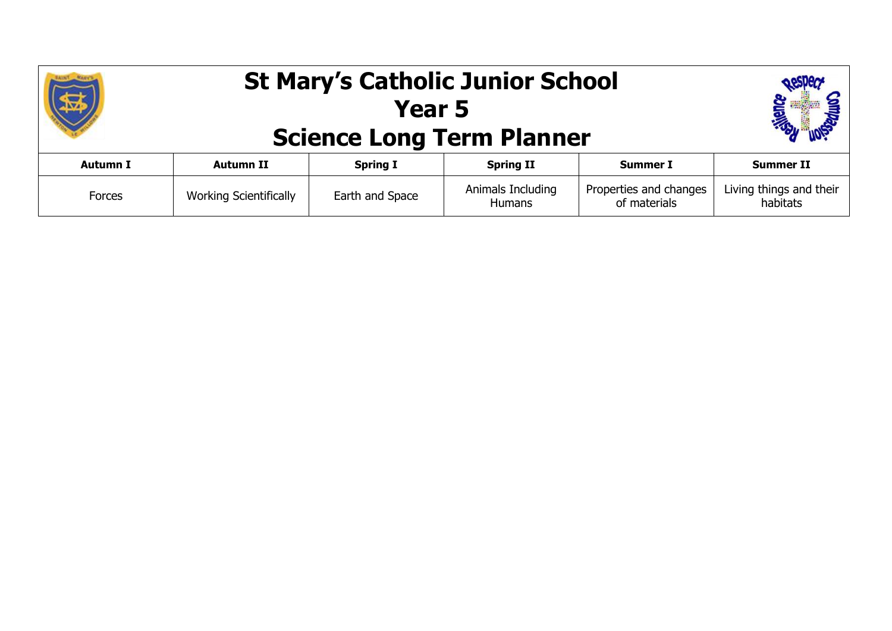# St Mary's Catholic Junior School
## Year 5
## Science Long Term Planner

| Autumn I | Autumn II | Spring I | Spring II | Summer I | Summer II |
|---|---|---|---|---|---|
| Forces | Working Scientifically | Earth and Space | Animals Including Humans | Properties and changes of materials | Living things and their habitats |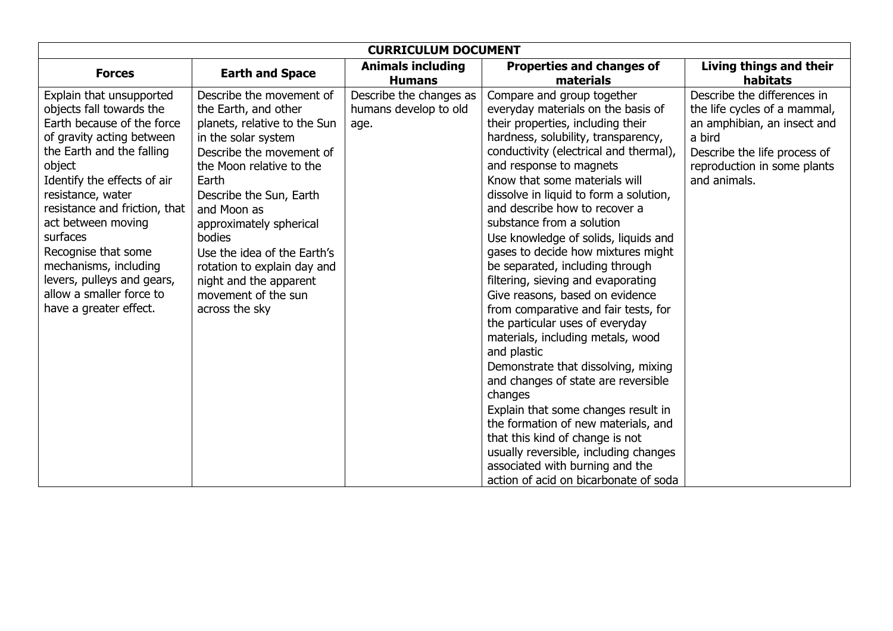| CURRICULUM DOCUMENT | | | | |
|---|---|---|---|---|
| **Forces** | **Earth and Space** | **Animals including Humans** | **Properties and changes of materials** | **Living things and their habitats** |
| Explain that unsupported objects fall towards the Earth because of the force of gravity acting between the Earth and the falling object<br>Identify the effects of air resistance, water resistance and friction, that act between moving surfaces<br>Recognise that some mechanisms, including levers, pulleys and gears, allow a smaller force to have a greater effect. | Describe the movement of the Earth, and other planets, relative to the Sun in the solar system<br>Describe the movement of the Moon relative to the Earth<br>Describe the Sun, Earth and Moon as approximately spherical bodies<br>Use the idea of the Earth's rotation to explain day and night and the apparent movement of the sun across the sky | Describe the changes as humans develop to old age. | Compare and group together everyday materials on the basis of their properties, including their hardness, solubility, transparency, conductivity (electrical and thermal), and response to magnets<br>Know that some materials will dissolve in liquid to form a solution, and describe how to recover a substance from a solution<br>Use knowledge of solids, liquids and gases to decide how mixtures might be separated, including through filtering, sieving and evaporating<br>Give reasons, based on evidence from comparative and fair tests, for the particular uses of everyday materials, including metals, wood and plastic<br>Demonstrate that dissolving, mixing and changes of state are reversible changes<br>Explain that some changes result in the formation of new materials, and that this kind of change is not usually reversible, including changes associated with burning and the action of acid on bicarbonate of soda | Describe the differences in the life cycles of a mammal, an amphibian, an insect and a bird<br>Describe the life process of reproduction in some plants and animals. |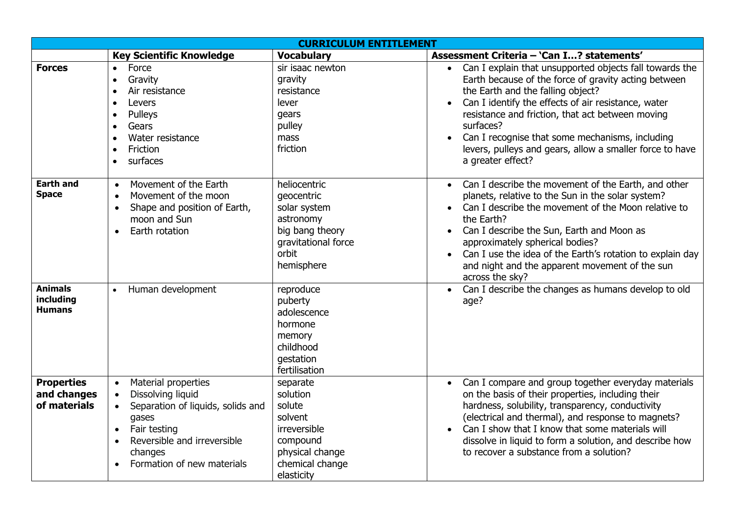| CURRICULUM ENTITLEMENT | | | |
|---|---|---|---|
| | **Key Scientific Knowledge** | **Vocabulary** | **Assessment Criteria – 'Can I…? statements'** |
| **Forces** | • Force<br>• Gravity<br>• Air resistance<br>• Levers<br>• Pulleys<br>• Gears<br>• Water resistance<br>• Friction<br>• surfaces | sir isaac newton<br>gravity<br>resistance<br>lever<br>gears<br>pulley<br>mass<br>friction | • Can I explain that unsupported objects fall towards the Earth because of the force of gravity acting between the Earth and the falling object?<br>• Can I identify the effects of air resistance, water resistance and friction, that act between moving surfaces?<br>• Can I recognise that some mechanisms, including levers, pulleys and gears, allow a smaller force to have a greater effect? |
| **Earth and Space** | • Movement of the Earth<br>• Movement of the moon<br>• Shape and position of Earth, moon and Sun<br>• Earth rotation | heliocentric<br>geocentric<br>solar system<br>astronomy<br>big bang theory<br>gravitational force<br>orbit<br>hemisphere | • Can I describe the movement of the Earth, and other planets, relative to the Sun in the solar system?<br>• Can I describe the movement of the Moon relative to the Earth?<br>• Can I describe the Sun, Earth and Moon as approximately spherical bodies?<br>• Can I use the idea of the Earth's rotation to explain day and night and the apparent movement of the sun across the sky? |
| **Animals including Humans** | • Human development | reproduce<br>puberty<br>adolescence<br>hormone<br>memory<br>childhood<br>gestation<br>fertilisation | • Can I describe the changes as humans develop to old age? |
| **Properties and changes of materials** | • Material properties<br>• Dissolving liquid<br>• Separation of liquids, solids and gases<br>• Fair testing<br>• Reversible and irreversible changes<br>• Formation of new materials | separate<br>solution<br>solute<br>solvent<br>irreversible<br>compound<br>physical change<br>chemical change<br>elasticity | • Can I compare and group together everyday materials on the basis of their properties, including their hardness, solubility, transparency, conductivity (electrical and thermal), and response to magnets?<br>• Can I show that I know that some materials will dissolve in liquid to form a solution, and describe how to recover a substance from a solution? |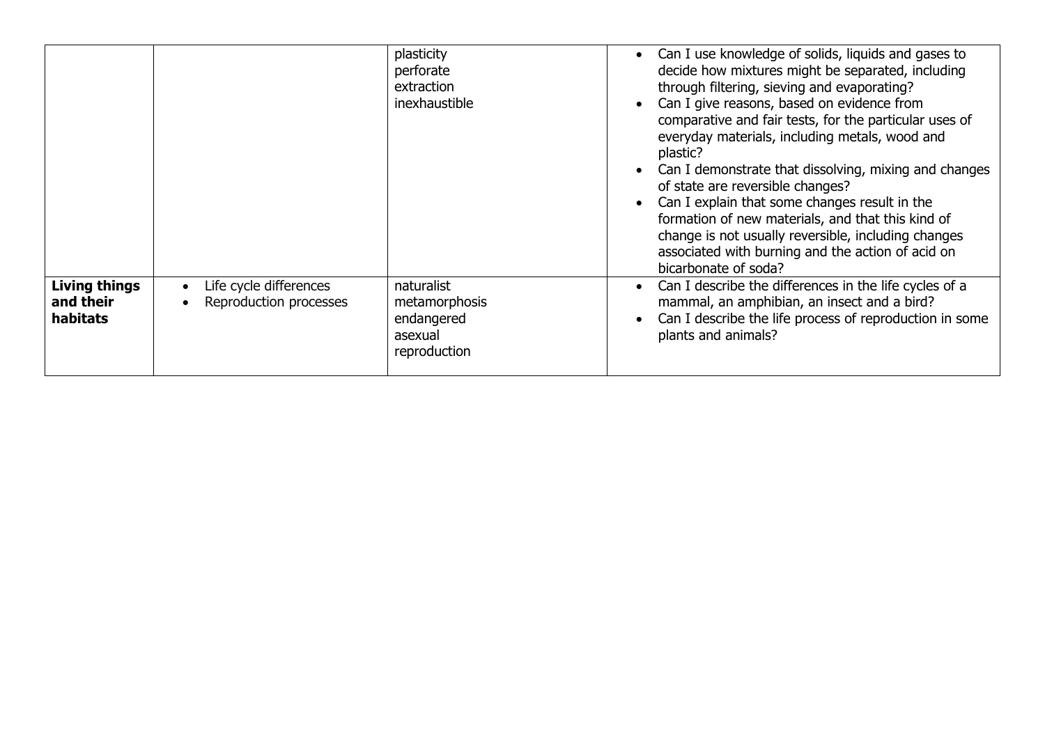| | | | |
|---|---|---|---|
| | | plasticity<br>perforate<br>extraction<br>inexhaustible | • Can I use knowledge of solids, liquids and gases to decide how mixtures might be separated, including through filtering, sieving and evaporating?<br>• Can I give reasons, based on evidence from comparative and fair tests, for the particular uses of everyday materials, including metals, wood and plastic?<br>• Can I demonstrate that dissolving, mixing and changes of state are reversible changes?<br>• Can I explain that some changes result in the formation of new materials, and that this kind of change is not usually reversible, including changes associated with burning and the action of acid on bicarbonate of soda? |
| **Living things and their habitats** | • Life cycle differences<br>• Reproduction processes | naturalist<br>metamorphosis<br>endangered<br>asexual<br>reproduction | • Can I describe the differences in the life cycles of a mammal, an amphibian, an insect and a bird?<br>• Can I describe the life process of reproduction in some plants and animals? |